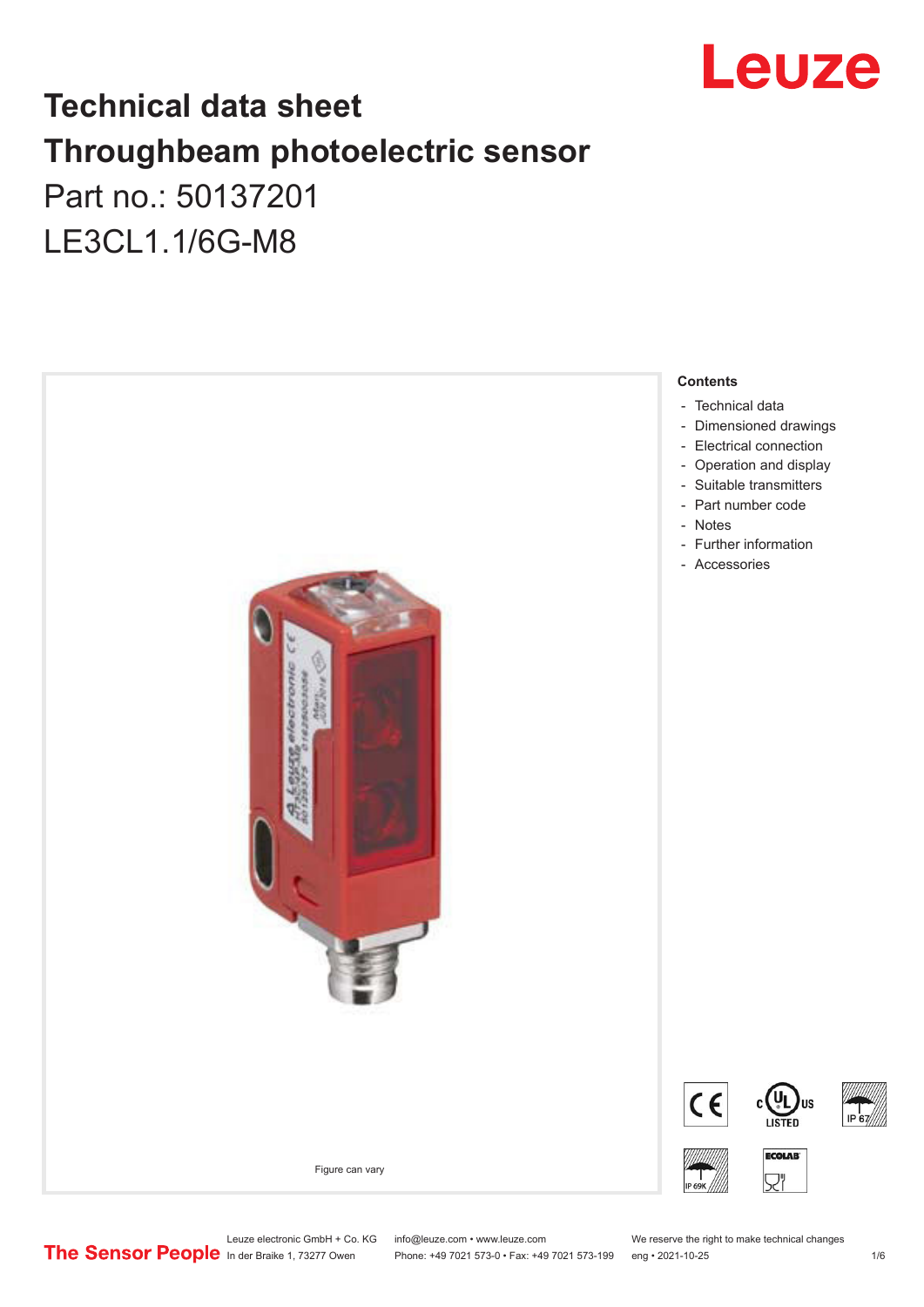# Technical data sheet
# Throughbeam photoelectric sensor
## Part no.: 50137201
## LE3CL1.1/6G-M8

Figure can vary

**Contents**

- Technical data
- Dimensioned drawings
- Electrical connection
- Operation and display
- Suitable transmitters
- Part number code
- Notes
- Further information
- Accessories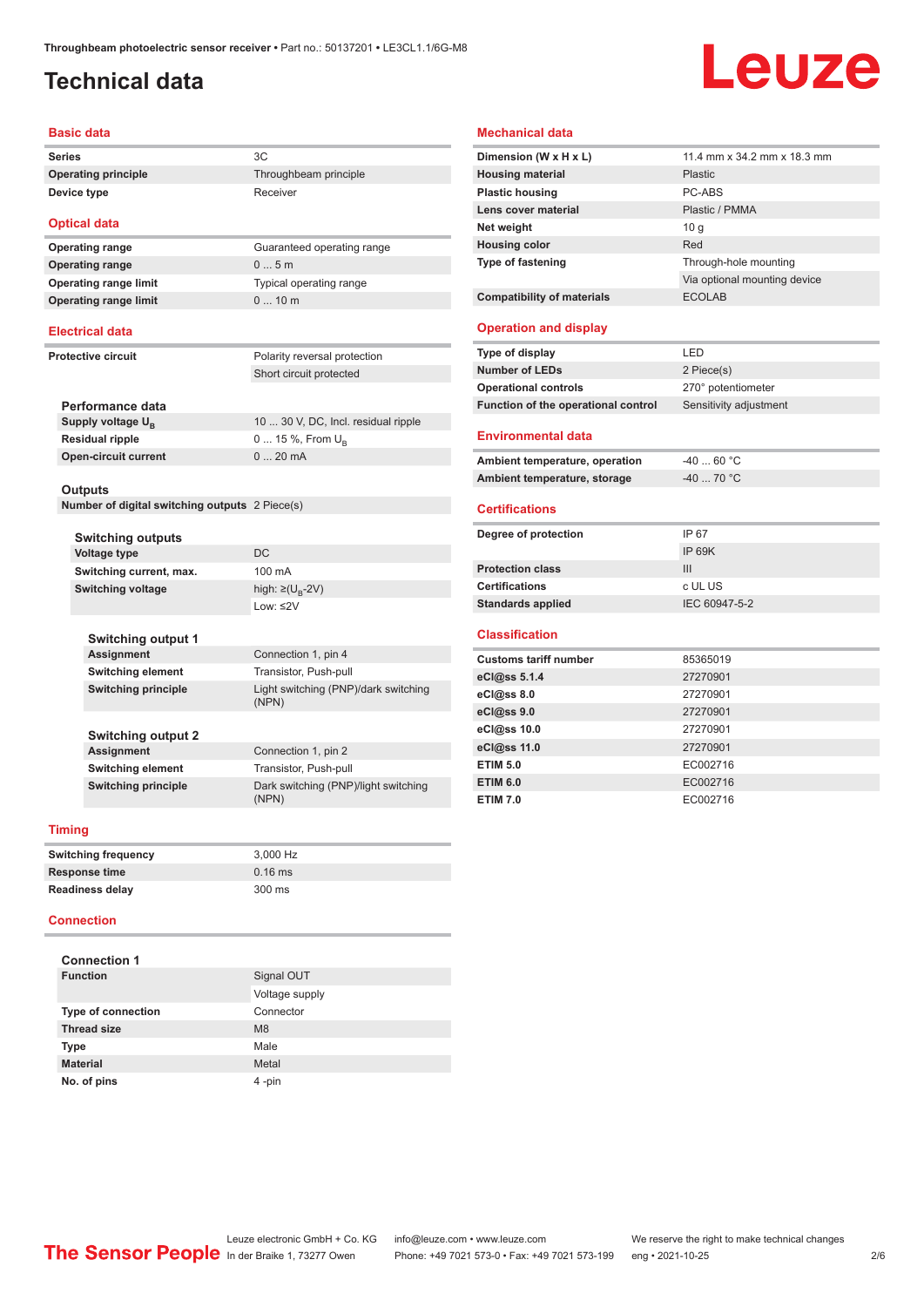# Technical data

## Basic data

| | |
|---|---|
| **Series** | 3C |
| **Operating principle** | Throughbeam principle |
| **Device type** | Receiver |

## Optical data

| | |
|---|---|
| **Operating range** | Guaranteed operating range |
| **Operating range** | 0 ... 5 m |
| **Operating range limit** | Typical operating range |
| **Operating range limit** | 0 ... 10 m |

## Electrical data

| | |
|---|---|
| **Protective circuit** | Polarity reversal protection |
| | Short circuit protected |

### Performance data

| | |
|---|---|
| **Supply voltage $U_B$** | 10 ... 30 V, DC, Incl. residual ripple |
| **Residual ripple** | 0 ... 15 %, From $U_B$ |
| **Open-circuit current** | 0 ... 20 mA |

### Outputs

| | |
|---|---|
| **Number of digital switching outputs** | 2 Piece(s) |

### Switching outputs

| | |
|---|---|
| **Voltage type** | DC |
| **Switching current, max.** | 100 mA |
| **Switching voltage** | high: ≥($U_B$-2V) |
| | Low: ≤2V |

### Switching output 1

| | |
|---|---|
| **Assignment** | Connection 1, pin 4 |
| **Switching element** | Transistor, Push-pull |
| **Switching principle** | Light switching (PNP)/dark switching (NPN) |

### Switching output 2

| | |
|---|---|
| **Assignment** | Connection 1, pin 2 |
| **Switching element** | Transistor, Push-pull |
| **Switching principle** | Dark switching (PNP)/light switching (NPN) |

## Timing

| | |
|---|---|
| **Switching frequency** | 3,000 Hz |
| **Response time** | 0.16 ms |
| **Readiness delay** | 300 ms |

## Connection

### Connection 1

| | |
|---|---|
| **Function** | Signal OUT |
| | Voltage supply |
| **Type of connection** | Connector |
| **Thread size** | M8 |
| **Type** | Male |
| **Material** | Metal |
| **No. of pins** | 4 -pin |

## Mechanical data

| | |
|---|---|
| **Dimension (W x H x L)** | 11.4 mm x 34.2 mm x 18.3 mm |
| **Housing material** | Plastic |
| **Plastic housing** | PC-ABS |
| **Lens cover material** | Plastic / PMMA |
| **Net weight** | 10 g |
| **Housing color** | Red |
| **Type of fastening** | Through-hole mounting |
| | Via optional mounting device |
| **Compatibility of materials** | ECOLAB |

## Operation and display

| | |
|---|---|
| **Type of display** | LED |
| **Number of LEDs** | 2 Piece(s) |
| **Operational controls** | 270° potentiometer |
| **Function of the operational control** | Sensitivity adjustment |

## Environmental data

| | |
|---|---|
| **Ambient temperature, operation** | -40 ... 60 °C |
| **Ambient temperature, storage** | -40 ... 70 °C |

## Certifications

| | |
|---|---|
| **Degree of protection** | IP 67 |
| | IP 69K |
| **Protection class** | III |
| **Certifications** | c UL US |
| **Standards applied** | IEC 60947-5-2 |

## Classification

| | |
|---|---|
| **Customs tariff number** | 85365019 |
| **eCl@ss 5.1.4** | 27270901 |
| **eCl@ss 8.0** | 27270901 |
| **eCl@ss 9.0** | 27270901 |
| **eCl@ss 10.0** | 27270901 |
| **eCl@ss 11.0** | 27270901 |
| **ETIM 5.0** | EC002716 |
| **ETIM 6.0** | EC002716 |
| **ETIM 7.0** | EC002716 |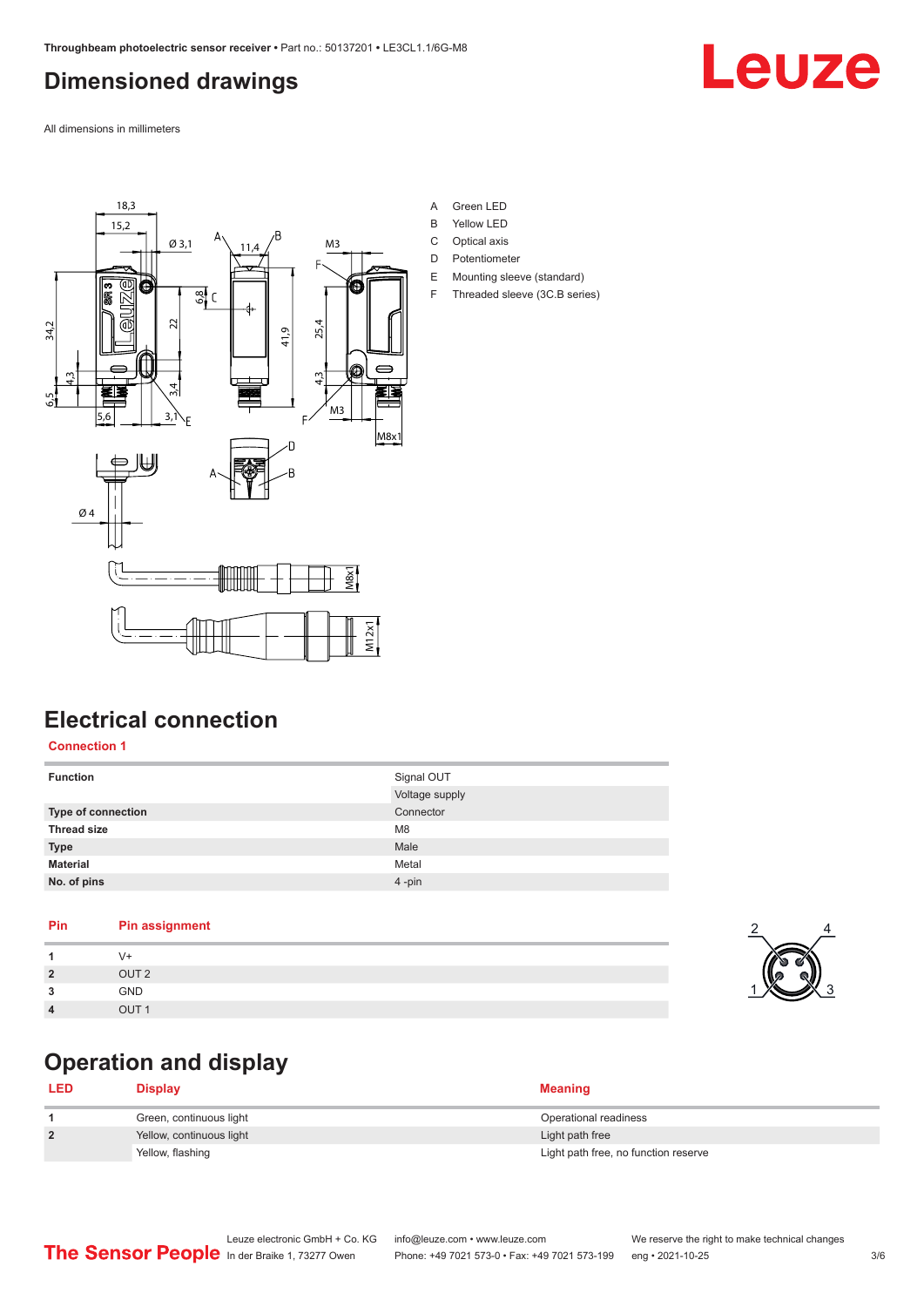## Dimensioned drawings

All dimensions in millimeters

A Green LED
B Yellow LED
C Optical axis
D Potentiometer
E Mounting sleeve (standard)
F Threaded sleeve (3C.B series)

## Electrical connection

### Connection 1

| Function | Signal OUT |
|---|---|
| | Voltage supply |
| **Type of connection** | Connector |
| **Thread size** | M8 |
| **Type** | Male |
| **Material** | Metal |
| **No. of pins** | 4 -pin |

| Pin | Pin assignment |
|---|---|
| **1** | V+ |
| **2** | OUT 2 |
| **3** | GND |
| **4** | OUT 1 |

## Operation and display

| LED | Display | Meaning |
|---|---|---|
| **1** | Green, continuous light | Operational readiness |
| **2** | Yellow, continuous light | Light path free |
| | Yellow, flashing | Light path free, no function reserve |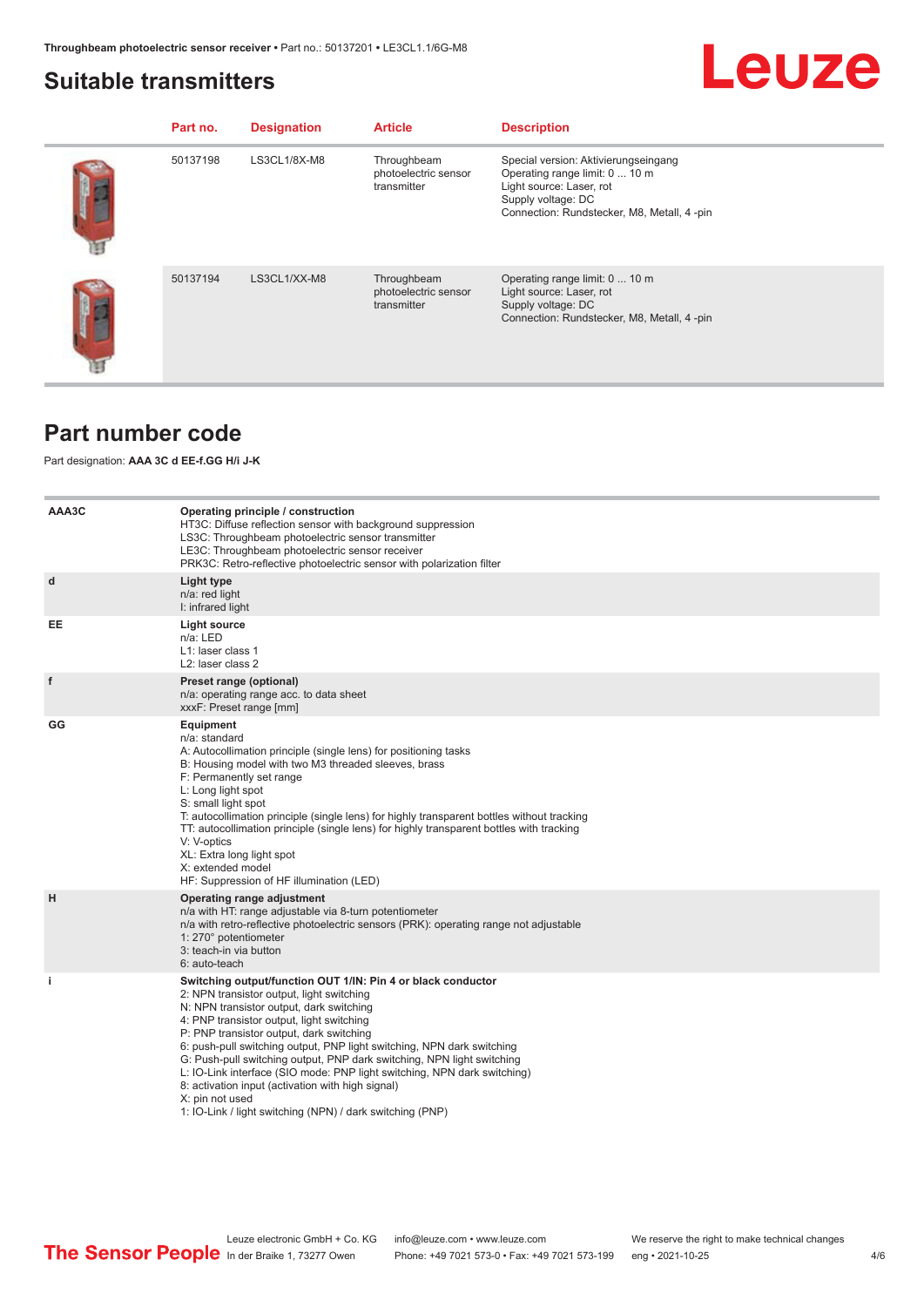## Suitable transmitters

| Part no. | Designation | Article | Description |
|---|---|---|---|
| 50137198 | LS3CL1/8X-M8 | Throughbeam photoelectric sensor transmitter | Special version: Aktivierungseingang<br>Operating range limit: 0 ... 10 m<br>Light source: Laser, rot<br>Supply voltage: DC<br>Connection: Rundstecker, M8, Metall, 4 -pin |
| 50137194 | LS3CL1/XX-M8 | Throughbeam photoelectric sensor transmitter | Operating range limit: 0 ... 10 m<br>Light source: Laser, rot<br>Supply voltage: DC<br>Connection: Rundstecker, M8, Metall, 4 -pin |

## Part number code

Part designation: **AAA 3C d EE-f.GG H/i J-K**

| | |
|---|---|
| **AAA3C** | **Operating principle / construction**<br>HT3C: Diffuse reflection sensor with background suppression<br>LS3C: Throughbeam photoelectric sensor transmitter<br>LE3C: Throughbeam photoelectric sensor receiver<br>PRK3C: Retro-reflective photoelectric sensor with polarization filter |
| **d** | **Light type**<br>n/a: red light<br>I: infrared light |
| **EE** | **Light source**<br>n/a: LED<br>L1: laser class 1<br>L2: laser class 2 |
| **f** | **Preset range (optional)**<br>n/a: operating range acc. to data sheet<br>xxxF: Preset range [mm] |
| **GG** | **Equipment**<br>n/a: standard<br>A: Autocollimation principle (single lens) for positioning tasks<br>B: Housing model with two M3 threaded sleeves, brass<br>F: Permanently set range<br>L: Long light spot<br>S: small light spot<br>T: autocollimation principle (single lens) for highly transparent bottles without tracking<br>TT: autocollimation principle (single lens) for highly transparent bottles with tracking<br>V: V-optics<br>XL: Extra long light spot<br>X: extended model<br>HF: Suppression of HF illumination (LED) |
| **H** | **Operating range adjustment**<br>n/a with HT: range adjustable via 8-turn potentiometer<br>n/a with retro-reflective photoelectric sensors (PRK): operating range not adjustable<br>1: 270° potentiometer<br>3: teach-in via button<br>6: auto-teach |
| **i** | **Switching output/function OUT 1/IN: Pin 4 or black conductor**<br>2: NPN transistor output, light switching<br>N: NPN transistor output, dark switching<br>4: PNP transistor output, light switching<br>P: PNP transistor output, dark switching<br>6: push-pull switching output, PNP light switching, NPN dark switching<br>G: Push-pull switching output, PNP dark switching, NPN light switching<br>L: IO-Link interface (SIO mode: PNP light switching, NPN dark switching)<br>8: activation input (activation with high signal)<br>X: pin not used<br>1: IO-Link / light switching (NPN) / dark switching (PNP) |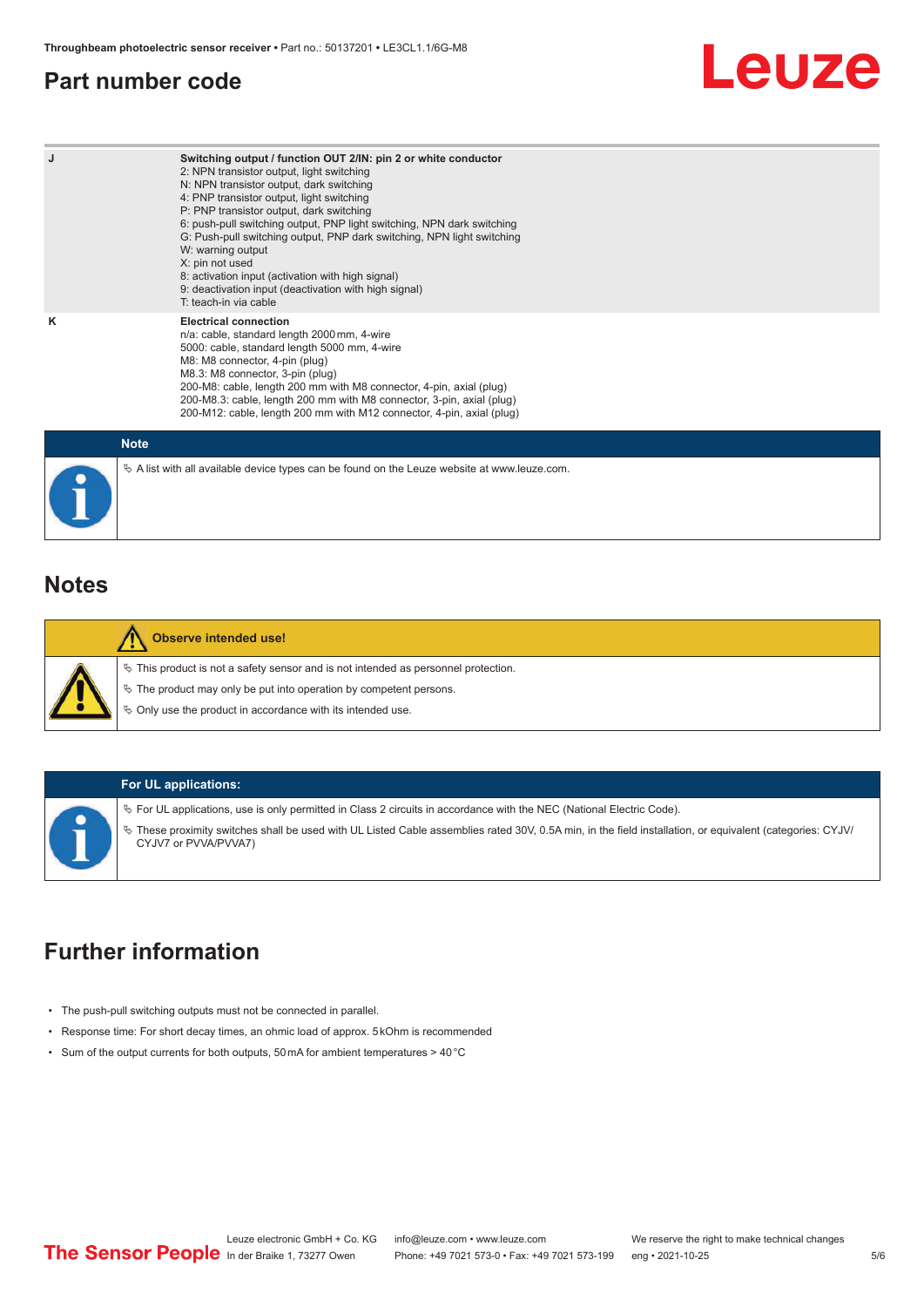## Part number code

| | |
|---|---|
| J | **Switching output / function OUT 2/IN: pin 2 or white conductor**<br>2: NPN transistor output, light switching<br>N: NPN transistor output, dark switching<br>4: PNP transistor output, light switching<br>P: PNP transistor output, dark switching<br>6: push-pull switching output, PNP light switching, NPN dark switching<br>G: Push-pull switching output, PNP dark switching, NPN light switching<br>W: warning output<br>X: pin not used<br>8: activation input (activation with high signal)<br>9: deactivation input (deactivation with high signal)<br>T: teach-in via cable |
| K | **Electrical connection**<br>n/a: cable, standard length 2000 mm, 4-wire<br>5000: cable, standard length 5000 mm, 4-wire<br>M8: M8 connector, 4-pin (plug)<br>M8.3: M8 connector, 3-pin (plug)<br>200-M8: cable, length 200 mm with M8 connector, 4-pin, axial (plug)<br>200-M8.3: cable, length 200 mm with M8 connector, 3-pin, axial (plug)<br>200-M12: cable, length 200 mm with M12 connector, 4-pin, axial (plug) |

**Note**

- A list with all available device types can be found on the Leuze website at www.leuze.com.

## Notes

**Observe intended use!**

- This product is not a safety sensor and is not intended as personnel protection.
- The product may only be put into operation by competent persons.
- Only use the product in accordance with its intended use.

**For UL applications:**

- For UL applications, use is only permitted in Class 2 circuits in accordance with the NEC (National Electric Code).
- These proximity switches shall be used with UL Listed Cable assemblies rated 30V, 0.5A min, in the field installation, or equivalent (categories: CYJV/CYJV7 or PVVA/PVVA7)

## Further information

- The push-pull switching outputs must not be connected in parallel.
- Response time: For short decay times, an ohmic load of approx. 5 kOhm is recommended
- Sum of the output currents for both outputs, 50 mA for ambient temperatures > 40 °C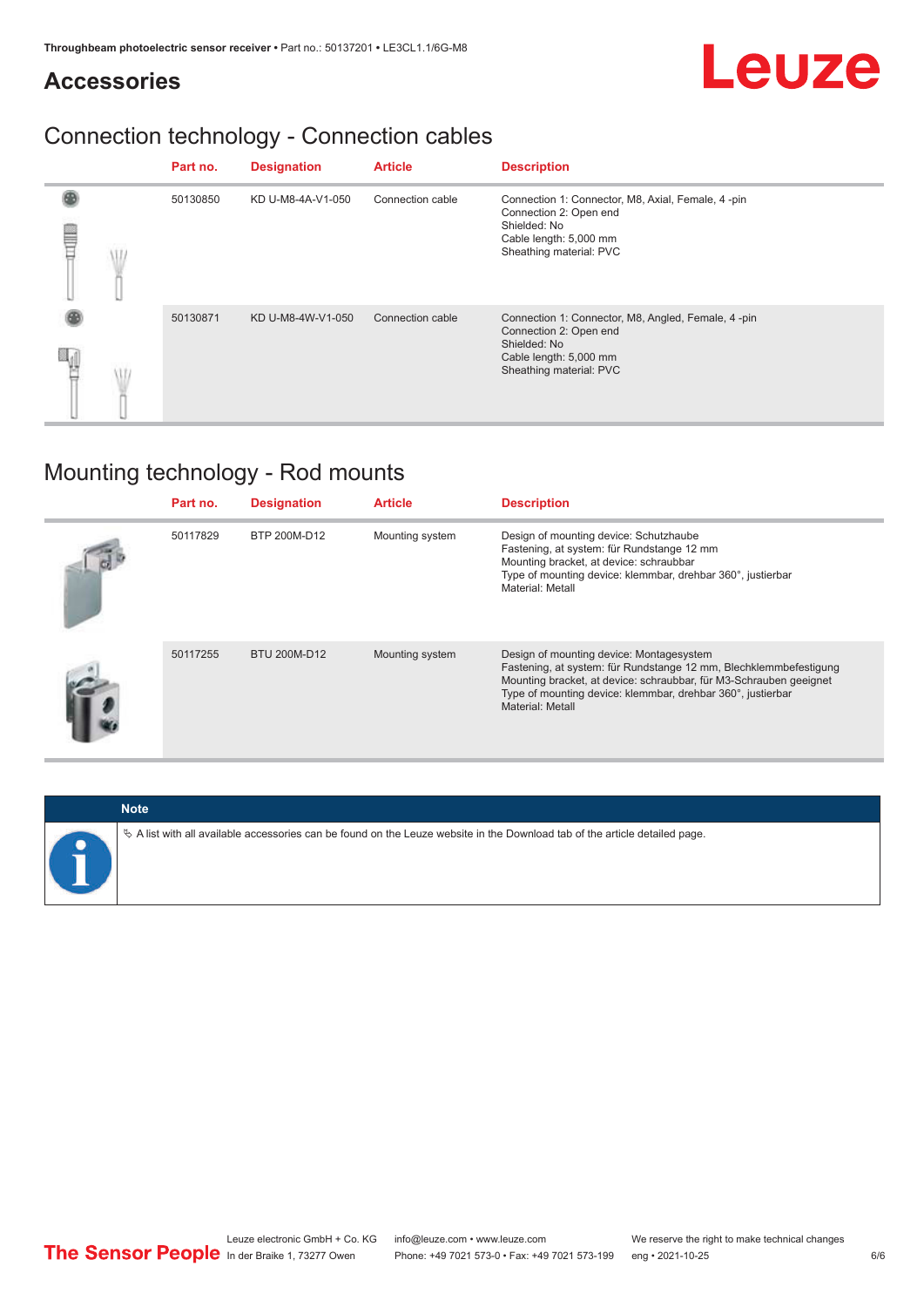## Accessories

### Connection technology - Connection cables

| | Part no. | Designation | Article | Description |
|---|---|---|---|---|
| | 50130850 | KD U-M8-4A-V1-050 | Connection cable | Connection 1: Connector, M8, Axial, Female, 4 -pin<br>Connection 2: Open end<br>Shielded: No<br>Cable length: 5,000 mm<br>Sheathing material: PVC |
| | 50130871 | KD U-M8-4W-V1-050 | Connection cable | Connection 1: Connector, M8, Angled, Female, 4 -pin<br>Connection 2: Open end<br>Shielded: No<br>Cable length: 5,000 mm<br>Sheathing material: PVC |

### Mounting technology - Rod mounts

| | Part no. | Designation | Article | Description |
|---|---|---|---|---|
| | 50117829 | BTP 200M-D12 | Mounting system | Design of mounting device: Schutzhaube<br>Fastening, at system: für Rundstange 12 mm<br>Mounting bracket, at device: schraubbar<br>Type of mounting device: klemmbar, drehbar 360°, justierbar<br>Material: Metall |
| | 50117255 | BTU 200M-D12 | Mounting system | Design of mounting device: Montagesystem<br>Fastening, at system: für Rundstange 12 mm, Blechklemmbefestigung<br>Mounting bracket, at device: schraubbar, für M3-Schrauben geeignet<br>Type of mounting device: klemmbar, drehbar 360°, justierbar<br>Material: Metall |

**Note**

✎ A list with all available accessories can be found on the Leuze website in the Download tab of the article detailed page.